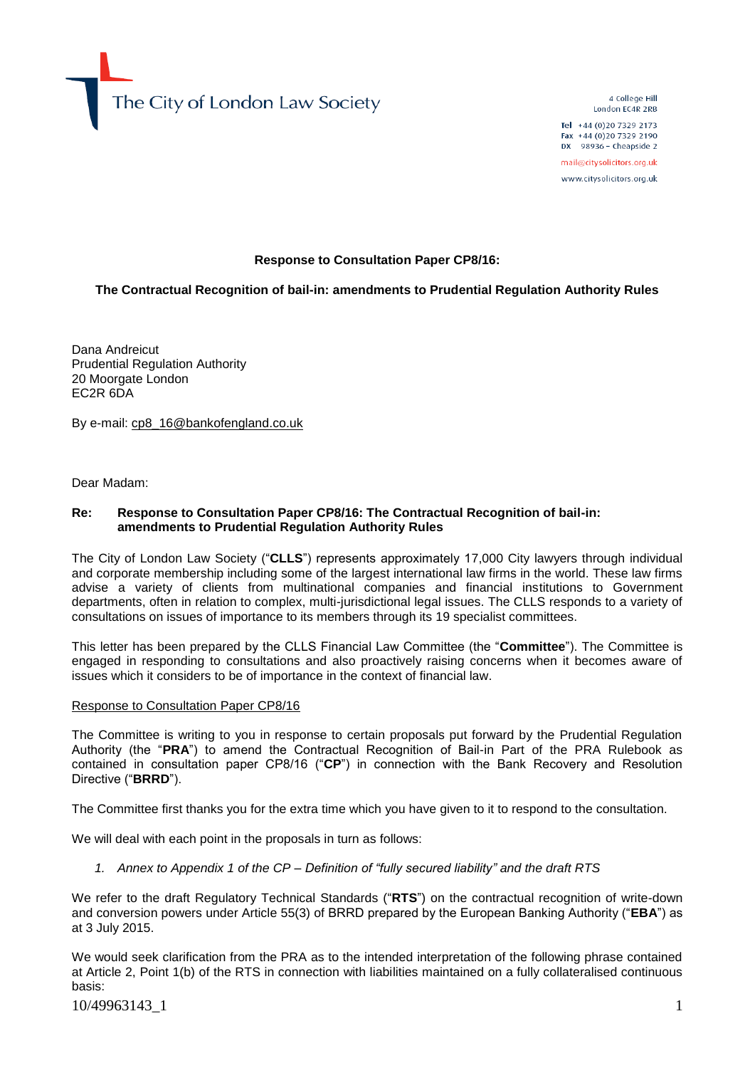The City of London Law Society

4 College Hill
London EC4R 2RB

Tel +44 (0)20 7329 2173
Fax +44 (0)20 7329 2190
DX 98936 – Cheapside 2

mail@citysolicitors.org.uk

www.citysolicitors.org.uk

**Response to Consultation Paper CP8/16:**

**The Contractual Recognition of bail-in: amendments to Prudential Regulation Authority Rules**

Dana Andreicut
Prudential Regulation Authority
20 Moorgate London
EC2R 6DA

By e-mail: cp8_16@bankofengland.co.uk

Dear Madam:

**Re: Response to Consultation Paper CP8/16: The Contractual Recognition of bail-in: amendments to Prudential Regulation Authority Rules**

The City of London Law Society ("**CLLS**") represents approximately 17,000 City lawyers through individual and corporate membership including some of the largest international law firms in the world. These law firms advise a variety of clients from multinational companies and financial institutions to Government departments, often in relation to complex, multi-jurisdictional legal issues. The CLLS responds to a variety of consultations on issues of importance to its members through its 19 specialist committees.

This letter has been prepared by the CLLS Financial Law Committee (the "**Committee**"). The Committee is engaged in responding to consultations and also proactively raising concerns when it becomes aware of issues which it considers to be of importance in the context of financial law.

Response to Consultation Paper CP8/16

The Committee is writing to you in response to certain proposals put forward by the Prudential Regulation Authority (the "**PRA**") to amend the Contractual Recognition of Bail-in Part of the PRA Rulebook as contained in consultation paper CP8/16 ("**CP**") in connection with the Bank Recovery and Resolution Directive ("**BRRD**").

The Committee first thanks you for the extra time which you have given to it to respond to the consultation.

We will deal with each point in the proposals in turn as follows:

1. *Annex to Appendix 1 of the CP – Definition of "fully secured liability" and the draft RTS*

We refer to the draft Regulatory Technical Standards ("**RTS**") on the contractual recognition of write-down and conversion powers under Article 55(3) of BRRD prepared by the European Banking Authority ("**EBA**") as at 3 July 2015.

We would seek clarification from the PRA as to the intended interpretation of the following phrase contained at Article 2, Point 1(b) of the RTS in connection with liabilities maintained on a fully collateralised continuous basis:

10/49963143_1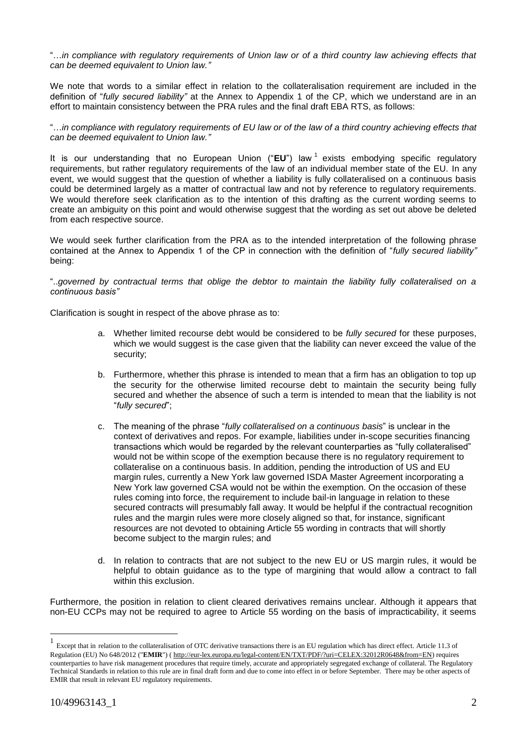"…*in compliance with regulatory requirements of Union law or of a third country law achieving effects that can be deemed equivalent to Union law."*

We note that words to a similar effect in relation to the collateralisation requirement are included in the definition of "*fully secured liability"* at the Annex to Appendix 1 of the CP, which we understand are in an effort to maintain consistency between the PRA rules and the final draft EBA RTS, as follows:

"…*in compliance with regulatory requirements of EU law or of the law of a third country achieving effects that can be deemed equivalent to Union law."*

It is our understanding that no European Union ("**EU**") law [1] exists embodying specific regulatory requirements, but rather regulatory requirements of the law of an individual member state of the EU. In any event, we would suggest that the question of whether a liability is fully collateralised on a continuous basis could be determined largely as a matter of contractual law and not by reference to regulatory requirements. We would therefore seek clarification as to the intention of this drafting as the current wording seems to create an ambiguity on this point and would otherwise suggest that the wording as set out above be deleted from each respective source.

We would seek further clarification from the PRA as to the intended interpretation of the following phrase contained at the Annex to Appendix 1 of the CP in connection with the definition of "*fully secured liability"* being:

"..*governed by contractual terms that oblige the debtor to maintain the liability fully collateralised on a continuous basis"*

Clarification is sought in respect of the above phrase as to:

a. Whether limited recourse debt would be considered to be *fully secured* for these purposes, which we would suggest is the case given that the liability can never exceed the value of the security;

b. Furthermore, whether this phrase is intended to mean that a firm has an obligation to top up the security for the otherwise limited recourse debt to maintain the security being fully secured and whether the absence of such a term is intended to mean that the liability is not "*fully secured*";

c. The meaning of the phrase "*fully collateralised on a continuous basis*" is unclear in the context of derivatives and repos. For example, liabilities under in-scope securities financing transactions which would be regarded by the relevant counterparties as "fully collateralised" would not be within scope of the exemption because there is no regulatory requirement to collateralise on a continuous basis. In addition, pending the introduction of US and EU margin rules, currently a New York law governed ISDA Master Agreement incorporating a New York law governed CSA would not be within the exemption. On the occasion of these rules coming into force, the requirement to include bail-in language in relation to these secured contracts will presumably fall away. It would be helpful if the contractual recognition rules and the margin rules were more closely aligned so that, for instance, significant resources are not devoted to obtaining Article 55 wording in contracts that will shortly become subject to the margin rules; and

d. In relation to contracts that are not subject to the new EU or US margin rules, it would be helpful to obtain guidance as to the type of margining that would allow a contract to fall within this exclusion.

Furthermore, the position in relation to client cleared derivatives remains unclear. Although it appears that non-EU CCPs may not be required to agree to Article 55 wording on the basis of impracticability, it seems

---

[1] Except that in relation to the collateralisation of OTC derivative transactions there is an EU regulation which has direct effect. Article 11.3 of Regulation (EU) No 648/2012 ("**EMIR**") ( http://eur-lex.europa.eu/legal-content/EN/TXT/PDF/?uri=CELEX:32012R0648&from=EN) requires counterparties to have risk management procedures that require timely, accurate and appropriately segregated exchange of collateral. The Regulatory Technical Standards in relation to this rule are in final draft form and due to come into effect in or before September. There may be other aspects of EMIR that result in relevant EU regulatory requirements.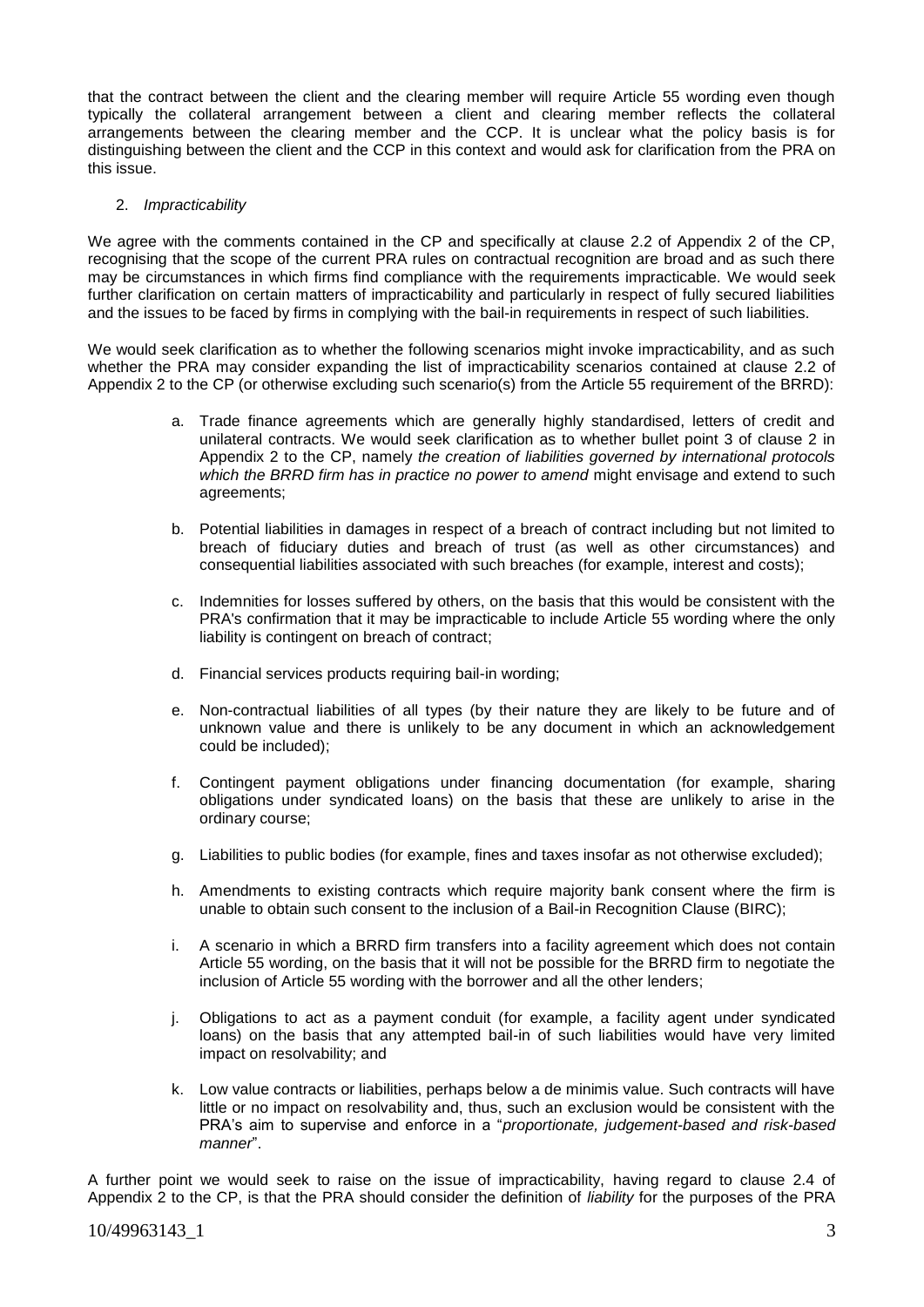that the contract between the client and the clearing member will require Article 55 wording even though typically the collateral arrangement between a client and clearing member reflects the collateral arrangements between the clearing member and the CCP. It is unclear what the policy basis is for distinguishing between the client and the CCP in this context and would ask for clarification from the PRA on this issue.

2. *Impracticability*

We agree with the comments contained in the CP and specifically at clause 2.2 of Appendix 2 of the CP, recognising that the scope of the current PRA rules on contractual recognition are broad and as such there may be circumstances in which firms find compliance with the requirements impracticable. We would seek further clarification on certain matters of impracticability and particularly in respect of fully secured liabilities and the issues to be faced by firms in complying with the bail-in requirements in respect of such liabilities.

We would seek clarification as to whether the following scenarios might invoke impracticability, and as such whether the PRA may consider expanding the list of impracticability scenarios contained at clause 2.2 of Appendix 2 to the CP (or otherwise excluding such scenario(s) from the Article 55 requirement of the BRRD):

a. Trade finance agreements which are generally highly standardised, letters of credit and unilateral contracts. We would seek clarification as to whether bullet point 3 of clause 2 in Appendix 2 to the CP, namely *the creation of liabilities governed by international protocols which the BRRD firm has in practice no power to amend* might envisage and extend to such agreements;

b. Potential liabilities in damages in respect of a breach of contract including but not limited to breach of fiduciary duties and breach of trust (as well as other circumstances) and consequential liabilities associated with such breaches (for example, interest and costs);

c. Indemnities for losses suffered by others, on the basis that this would be consistent with the PRA's confirmation that it may be impracticable to include Article 55 wording where the only liability is contingent on breach of contract;

d. Financial services products requiring bail-in wording;

e. Non-contractual liabilities of all types (by their nature they are likely to be future and of unknown value and there is unlikely to be any document in which an acknowledgement could be included);

f. Contingent payment obligations under financing documentation (for example, sharing obligations under syndicated loans) on the basis that these are unlikely to arise in the ordinary course;

g. Liabilities to public bodies (for example, fines and taxes insofar as not otherwise excluded);

h. Amendments to existing contracts which require majority bank consent where the firm is unable to obtain such consent to the inclusion of a Bail-in Recognition Clause (BIRC);

i. A scenario in which a BRRD firm transfers into a facility agreement which does not contain Article 55 wording, on the basis that it will not be possible for the BRRD firm to negotiate the inclusion of Article 55 wording with the borrower and all the other lenders;

j. Obligations to act as a payment conduit (for example, a facility agent under syndicated loans) on the basis that any attempted bail-in of such liabilities would have very limited impact on resolvability; and

k. Low value contracts or liabilities, perhaps below a de minimis value. Such contracts will have little or no impact on resolvability and, thus, such an exclusion would be consistent with the PRA's aim to supervise and enforce in a "*proportionate, judgement-based and risk-based manner*".

A further point we would seek to raise on the issue of impracticability, having regard to clause 2.4 of Appendix 2 to the CP, is that the PRA should consider the definition of *liability* for the purposes of the PRA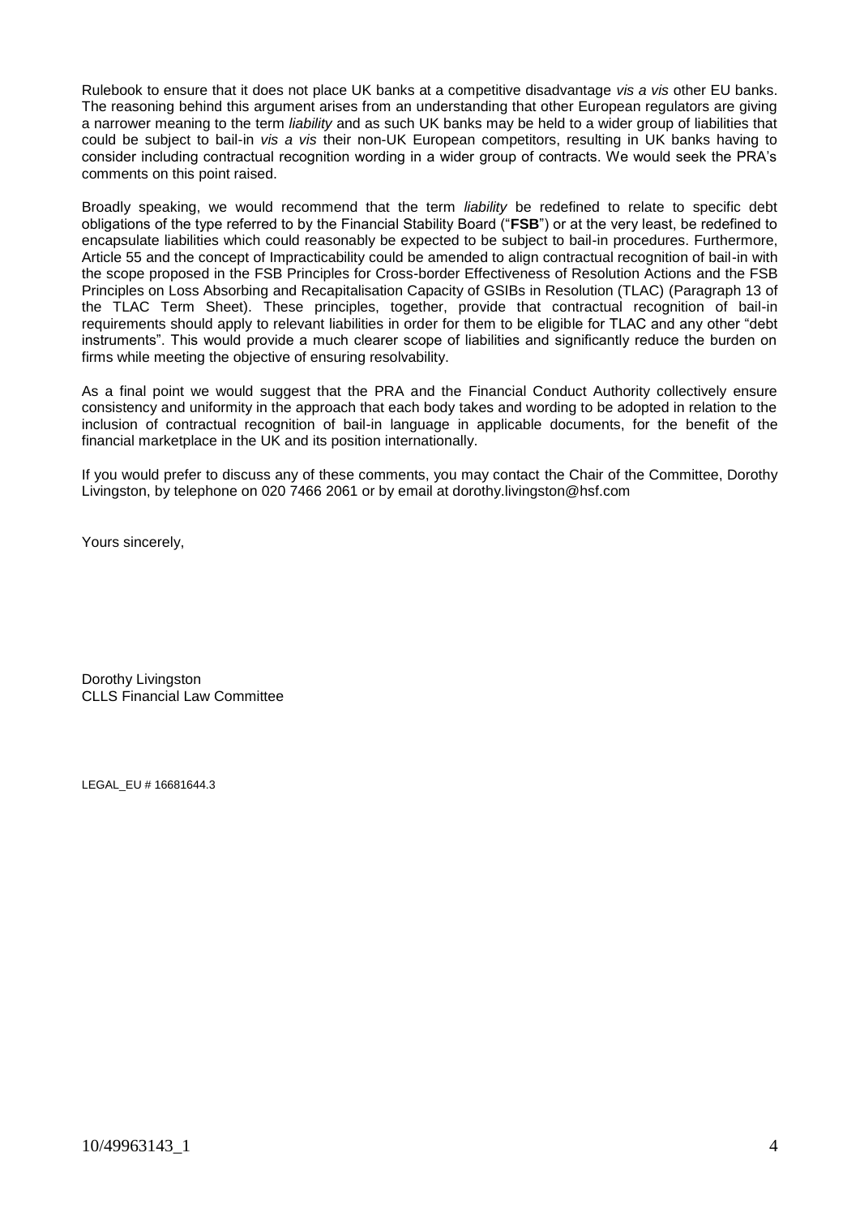Rulebook to ensure that it does not place UK banks at a competitive disadvantage *vis a vis* other EU banks. The reasoning behind this argument arises from an understanding that other European regulators are giving a narrower meaning to the term *liability* and as such UK banks may be held to a wider group of liabilities that could be subject to bail-in *vis a vis* their non-UK European competitors, resulting in UK banks having to consider including contractual recognition wording in a wider group of contracts. We would seek the PRA's comments on this point raised.

Broadly speaking, we would recommend that the term *liability* be redefined to relate to specific debt obligations of the type referred to by the Financial Stability Board ("**FSB**") or at the very least, be redefined to encapsulate liabilities which could reasonably be expected to be subject to bail-in procedures. Furthermore, Article 55 and the concept of Impracticability could be amended to align contractual recognition of bail-in with the scope proposed in the FSB Principles for Cross-border Effectiveness of Resolution Actions and the FSB Principles on Loss Absorbing and Recapitalisation Capacity of GSIBs in Resolution (TLAC) (Paragraph 13 of the TLAC Term Sheet). These principles, together, provide that contractual recognition of bail-in requirements should apply to relevant liabilities in order for them to be eligible for TLAC and any other "debt instruments". This would provide a much clearer scope of liabilities and significantly reduce the burden on firms while meeting the objective of ensuring resolvability.

As a final point we would suggest that the PRA and the Financial Conduct Authority collectively ensure consistency and uniformity in the approach that each body takes and wording to be adopted in relation to the inclusion of contractual recognition of bail-in language in applicable documents, for the benefit of the financial marketplace in the UK and its position internationally.

If you would prefer to discuss any of these comments, you may contact the Chair of the Committee, Dorothy Livingston, by telephone on 020 7466 2061 or by email at dorothy.livingston@hsf.com

Yours sincerely,

Dorothy Livingston
CLLS Financial Law Committee

LEGAL_EU # 16681644.3

10/49963143_1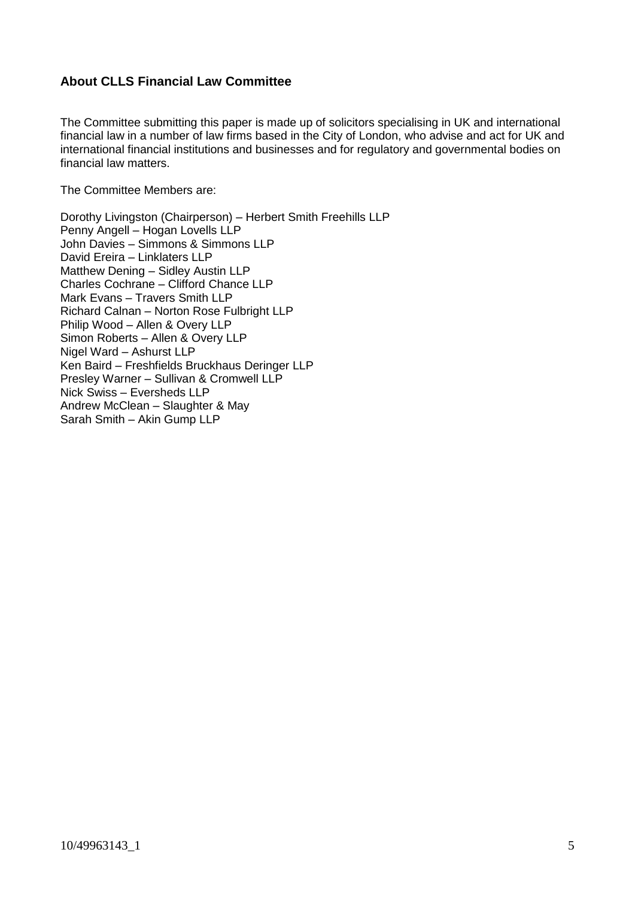## About CLLS Financial Law Committee

The Committee submitting this paper is made up of solicitors specialising in UK and international financial law in a number of law firms based in the City of London, who advise and act for UK and international financial institutions and businesses and for regulatory and governmental bodies on financial law matters.

The Committee Members are:

Dorothy Livingston (Chairperson) – Herbert Smith Freehills LLP
Penny Angell – Hogan Lovells LLP
John Davies – Simmons & Simmons LLP
David Ereira – Linklaters LLP
Matthew Dening – Sidley Austin LLP
Charles Cochrane – Clifford Chance LLP
Mark Evans – Travers Smith LLP
Richard Calnan – Norton Rose Fulbright LLP
Philip Wood – Allen & Overy LLP
Simon Roberts – Allen & Overy LLP
Nigel Ward – Ashurst LLP
Ken Baird – Freshfields Bruckhaus Deringer LLP
Presley Warner – Sullivan & Cromwell LLP
Nick Swiss – Eversheds LLP
Andrew McClean – Slaughter & May
Sarah Smith – Akin Gump LLP

10/49963143_1